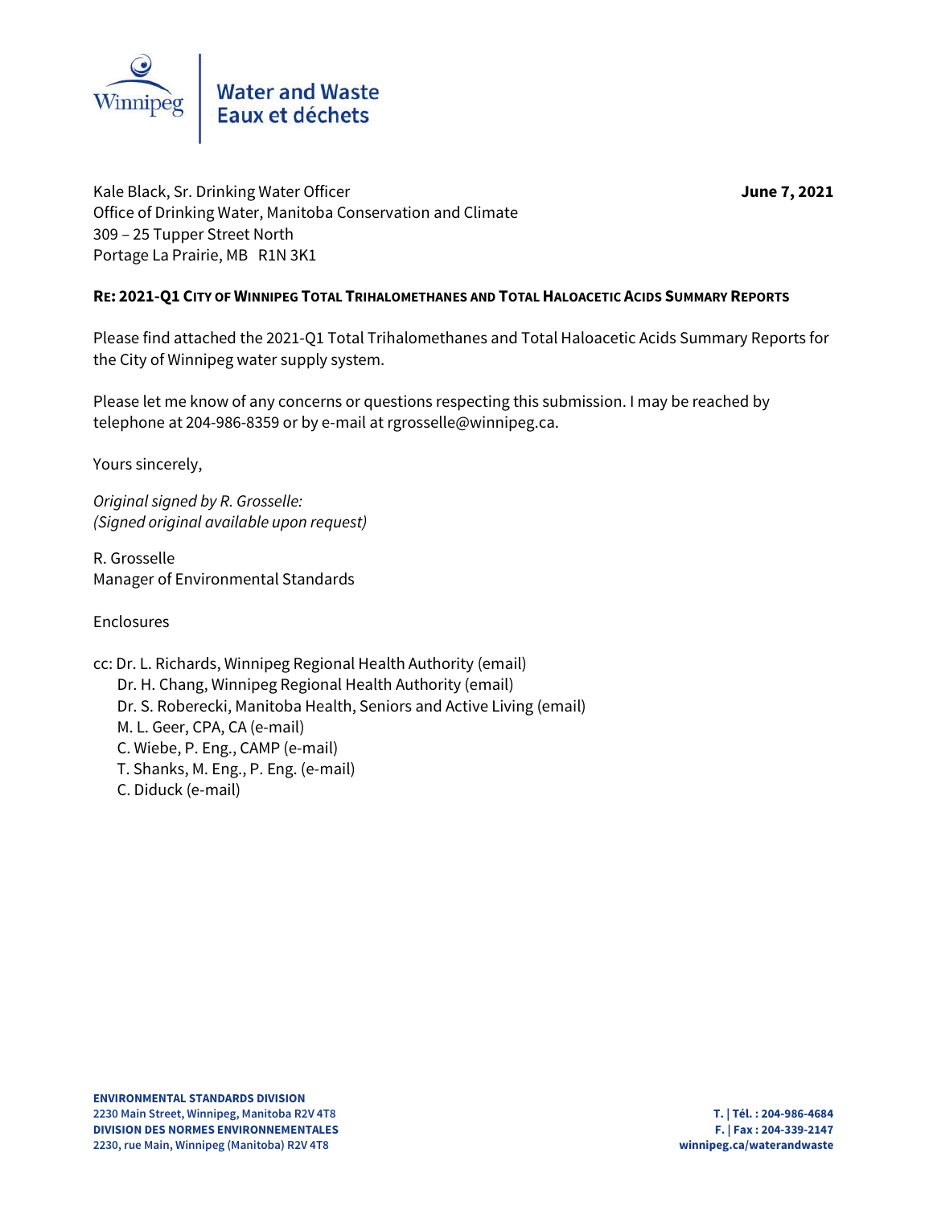Water and Waste
Eaux et déchets

Kale Black, Sr. Drinking Water Officer
Office of Drinking Water, Manitoba Conservation and Climate
309 – 25 Tupper Street North
Portage La Prairie, MB R1N 3K1

**June 7, 2021**

**RE: 2021-Q1 CITY OF WINNIPEG TOTAL TRIHALOMETHANES AND TOTAL HALOACETIC ACIDS SUMMARY REPORTS**

Please find attached the 2021-Q1 Total Trihalomethanes and Total Haloacetic Acids Summary Reports for the City of Winnipeg water supply system.

Please let me know of any concerns or questions respecting this submission. I may be reached by telephone at 204-986-8359 or by e-mail at rgrosselle@winnipeg.ca.

Yours sincerely,

*Original signed by R. Grosselle:*
*(Signed original available upon request)*

R. Grosselle
Manager of Environmental Standards

Enclosures

cc: Dr. L. Richards, Winnipeg Regional Health Authority (email)
Dr. H. Chang, Winnipeg Regional Health Authority (email)
Dr. S. Roberecki, Manitoba Health, Seniors and Active Living (email)
M. L. Geer, CPA, CA (e-mail)
C. Wiebe, P. Eng., CAMP (e-mail)
T. Shanks, M. Eng., P. Eng. (e-mail)
C. Diduck (e-mail)

**ENVIRONMENTAL STANDARDS DIVISION**
**2230 Main Street, Winnipeg, Manitoba R2V 4T8**
**DIVISION DES NORMES ENVIRONNEMENTALES**
**2230, rue Main, Winnipeg (Manitoba) R2V 4T8**

**T. | Tél. : 204-986-4684**
**F. | Fax : 204-339-2147**
**winnipeg.ca/waterandwaste**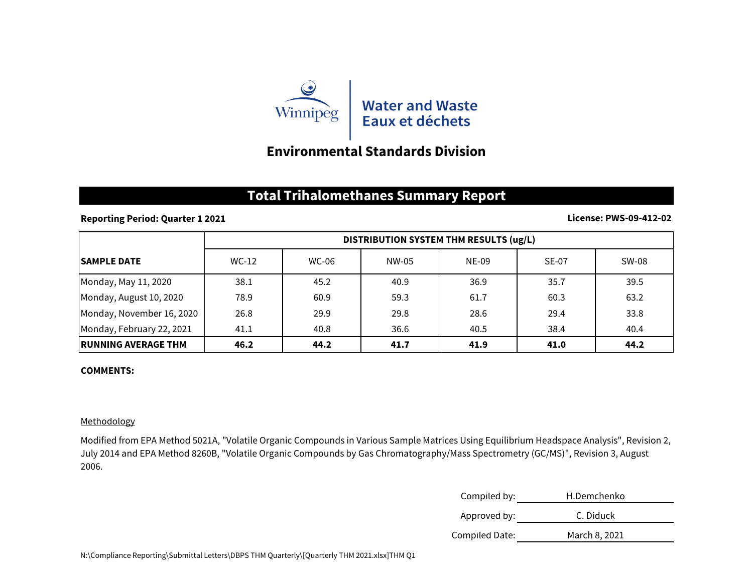Winnipeg | Water and Waste
Eaux et déchets

## Environmental Standards Division

# Total Trihalomethanes Summary Report

**Reporting Period: Quarter 1 2021** **License: PWS-09-412-02**

| SAMPLE DATE | DISTRIBUTION SYSTEM THM RESULTS (ug/L) | | | | | |
|---|---|---|---|---|---|---|
| | WC-12 | WC-06 | NW-05 | NE-09 | SE-07 | SW-08 |
| Monday, May 11, 2020 | 38.1 | 45.2 | 40.9 | 36.9 | 35.7 | 39.5 |
| Monday, August 10, 2020 | 78.9 | 60.9 | 59.3 | 61.7 | 60.3 | 63.2 |
| Monday, November 16, 2020 | 26.8 | 29.9 | 29.8 | 28.6 | 29.4 | 33.8 |
| Monday, February 22, 2021 | 41.1 | 40.8 | 36.6 | 40.5 | 38.4 | 40.4 |
| **RUNNING AVERAGE THM** | **46.2** | **44.2** | **41.7** | **41.9** | **41.0** | **44.2** |

**COMMENTS:**

Methodology

Modified from EPA Method 5021A, "Volatile Organic Compounds in Various Sample Matrices Using Equilibrium Headspace Analysis", Revision 2, July 2014 and EPA Method 8260B, "Volatile Organic Compounds by Gas Chromatography/Mass Spectrometry (GC/MS)", Revision 3, August 2006.

Compiled by: H.Demchenko

Approved by: C. Diduck

Compiled Date: March 8, 2021

N:\Compliance Reporting\Submittal Letters\DBPS THM Quarterly\[Quarterly THM 2021.xlsx]THM Q1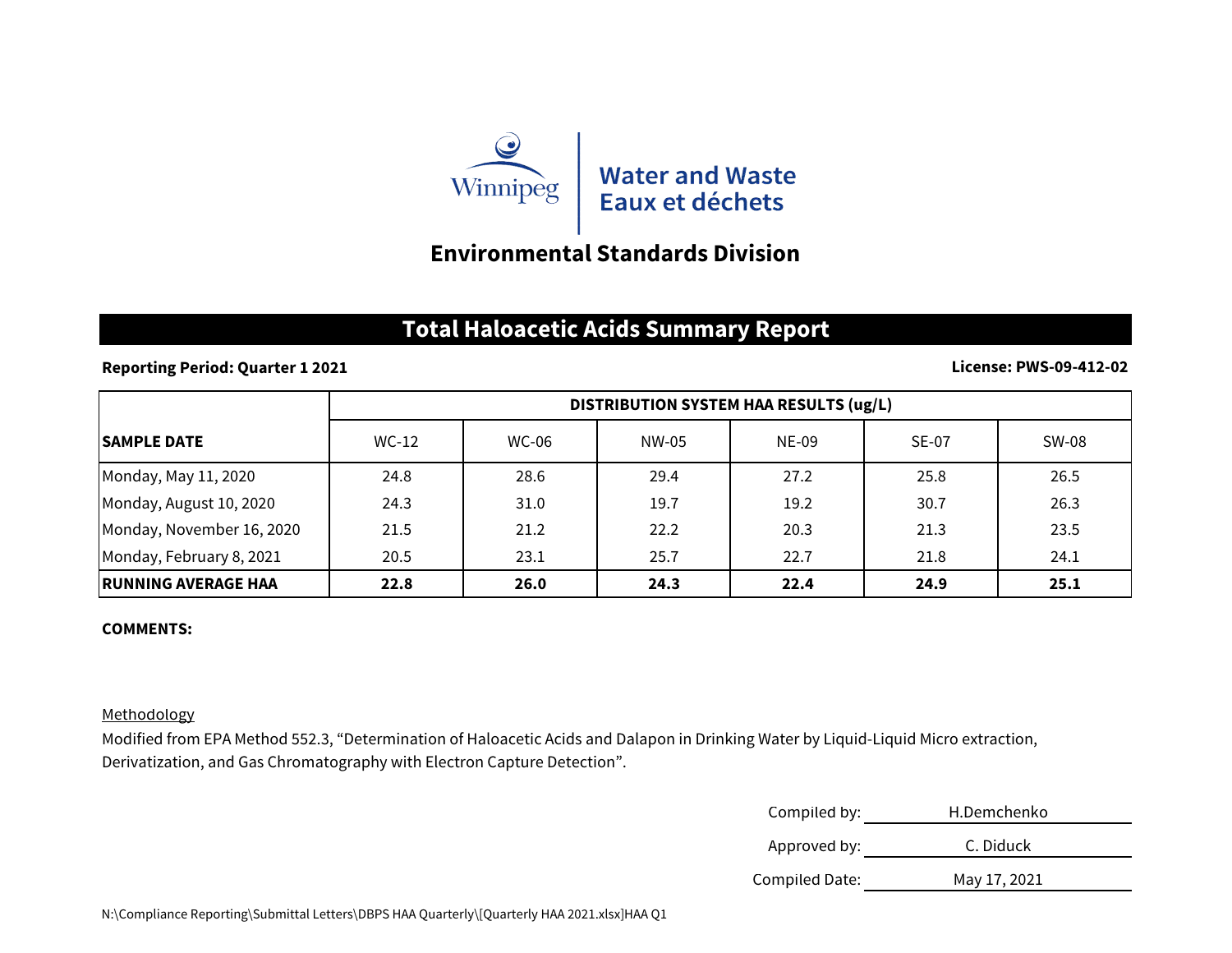Winnipeg

Water and Waste
Eaux et déchets

## Environmental Standards Division

# Total Haloacetic Acids Summary Report

**Reporting Period: Quarter 1 2021** **License: PWS-09-412-02**

| SAMPLE DATE | DISTRIBUTION SYSTEM HAA RESULTS (ug/L) | | | | | |
|---|---|---|---|---|---|---|
| | WC-12 | WC-06 | NW-05 | NE-09 | SE-07 | SW-08 |
| Monday, May 11, 2020 | 24.8 | 28.6 | 29.4 | 27.2 | 25.8 | 26.5 |
| Monday, August 10, 2020 | 24.3 | 31.0 | 19.7 | 19.2 | 30.7 | 26.3 |
| Monday, November 16, 2020 | 21.5 | 21.2 | 22.2 | 20.3 | 21.3 | 23.5 |
| Monday, February 8, 2021 | 20.5 | 23.1 | 25.7 | 22.7 | 21.8 | 24.1 |
| **RUNNING AVERAGE HAA** | **22.8** | **26.0** | **24.3** | **22.4** | **24.9** | **25.1** |

**COMMENTS:**

Methodology

Modified from EPA Method 552.3, "Determination of Haloacetic Acids and Dalapon in Drinking Water by Liquid-Liquid Micro extraction, Derivatization, and Gas Chromatography with Electron Capture Detection".

Compiled by: H.Demchenko

Approved by: C. Diduck

Compiled Date: May 17, 2021

N:\Compliance Reporting\Submittal Letters\DBPS HAA Quarterly\[Quarterly HAA 2021.xlsx]HAA Q1